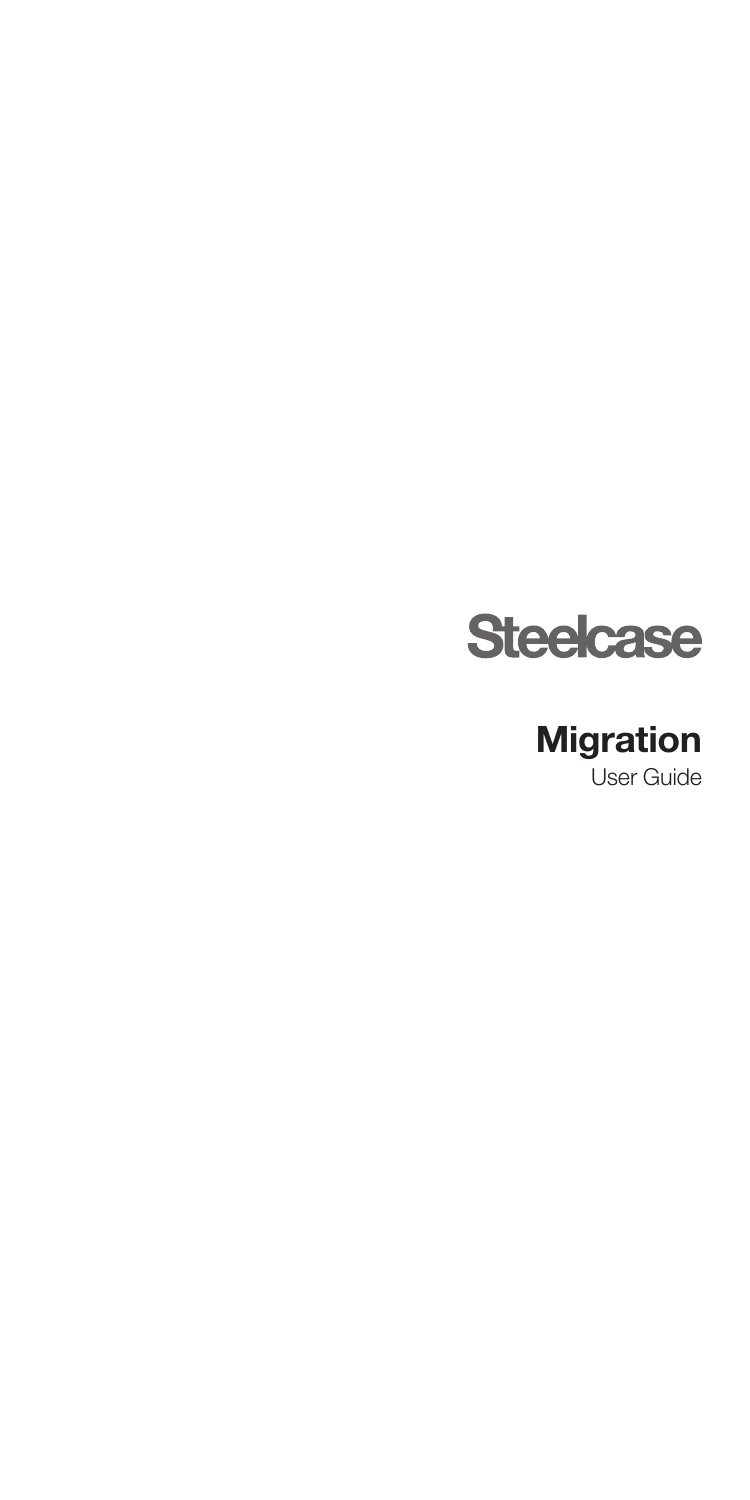Steelcase

# Migration

User Guide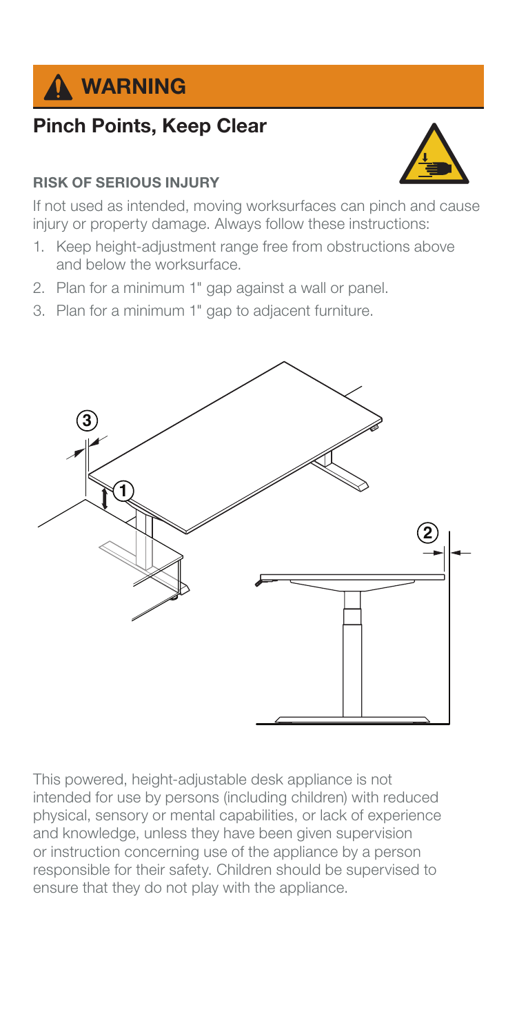# WARNING

## Pinch Points, Keep Clear

**RISK OF SERIOUS INJURY**

If not used as intended, moving worksurfaces can pinch and cause injury or property damage. Always follow these instructions:

1. Keep height-adjustment range free from obstructions above and below the worksurface.
2. Plan for a minimum 1" gap against a wall or panel.
3. Plan for a minimum 1" gap to adjacent furniture.

This powered, height-adjustable desk appliance is not intended for use by persons (including children) with reduced physical, sensory or mental capabilities, or lack of experience and knowledge, unless they have been given supervision or instruction concerning use of the appliance by a person responsible for their safety. Children should be supervised to ensure that they do not play with the appliance.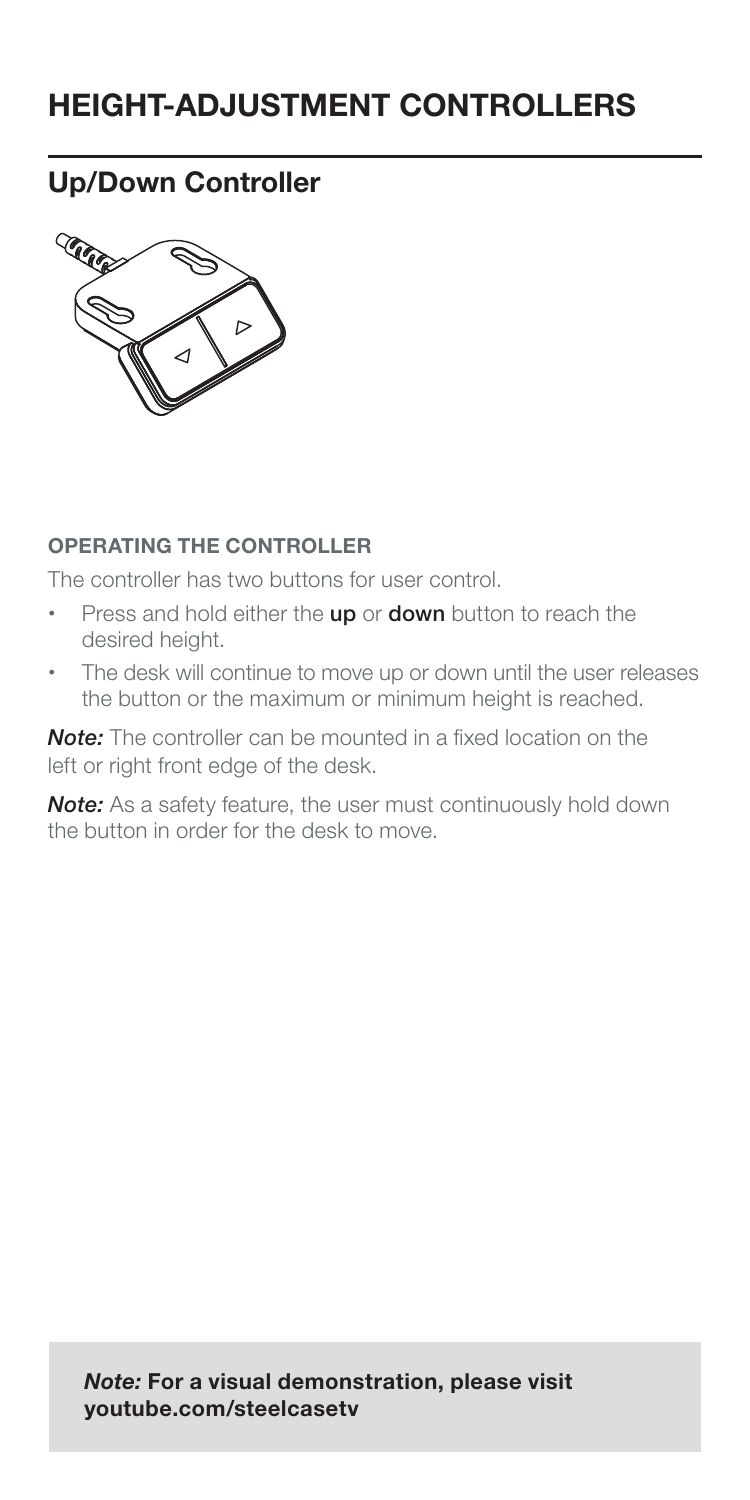# HEIGHT-ADJUSTMENT CONTROLLERS

## Up/Down Controller

### OPERATING THE CONTROLLER

The controller has two buttons for user control.

- Press and hold either the **up** or **down** button to reach the desired height.
- The desk will continue to move up or down until the user releases the button or the maximum or minimum height is reached.

***Note:*** The controller can be mounted in a fixed location on the left or right front edge of the desk.

***Note:*** As a safety feature, the user must continuously hold down the button in order for the desk to move.

***Note:* For a visual demonstration, please visit youtube.com/steelcasetv**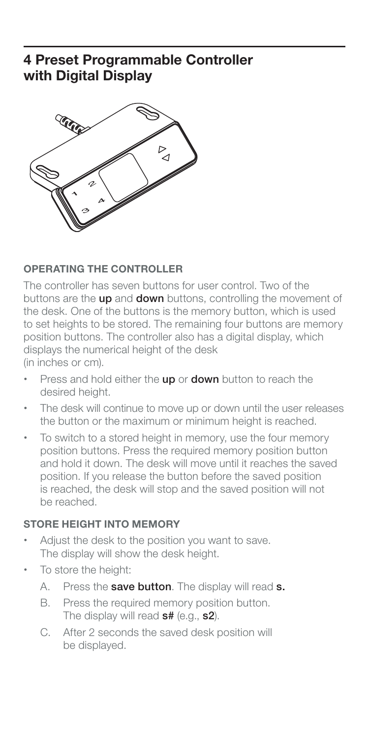## 4 Preset Programmable Controller with Digital Display

#### OPERATING THE CONTROLLER

The controller has seven buttons for user control. Two of the buttons are the **up** and **down** buttons, controlling the movement of the desk. One of the buttons is the memory button, which is used to set heights to be stored. The remaining four buttons are memory position buttons. The controller also has a digital display, which displays the numerical height of the desk (in inches or cm).

- Press and hold either the **up** or **down** button to reach the desired height.
- The desk will continue to move up or down until the user releases the button or the maximum or minimum height is reached.
- To switch to a stored height in memory, use the four memory position buttons. Press the required memory position button and hold it down. The desk will move until it reaches the saved position. If you release the button before the saved position is reached, the desk will stop and the saved position will not be reached.

#### STORE HEIGHT INTO MEMORY

- Adjust the desk to the position you want to save. The display will show the desk height.
- To store the height:
  - A. Press the **save button**. The display will read **s.**
  - B. Press the required memory position button. The display will read **s#** (e.g., **s2**).
  - C. After 2 seconds the saved desk position will be displayed.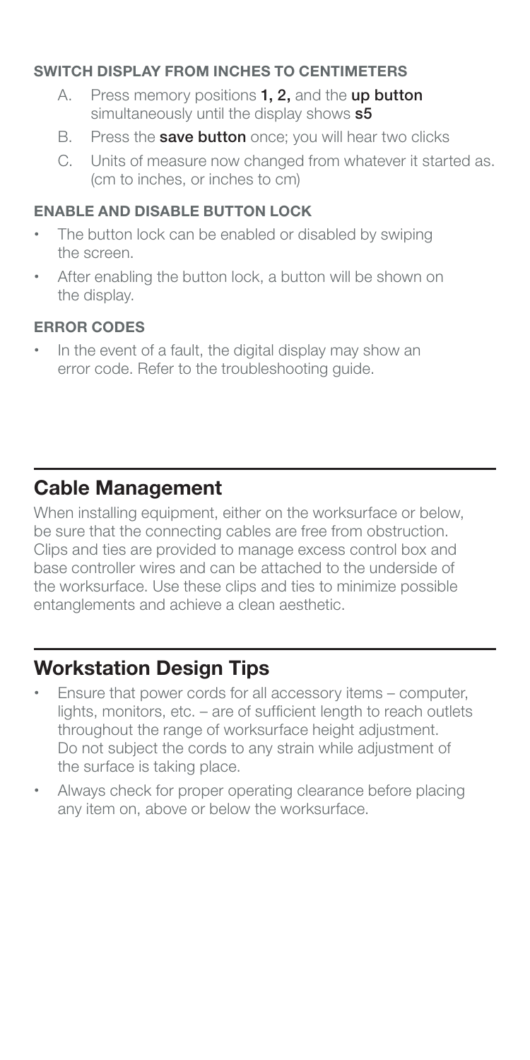#### SWITCH DISPLAY FROM INCHES TO CENTIMETERS

A. Press memory positions **1, 2,** and the **up button** simultaneously until the display shows **s5**

B. Press the **save button** once; you will hear two clicks

C. Units of measure now changed from whatever it started as. (cm to inches, or inches to cm)

#### ENABLE AND DISABLE BUTTON LOCK

- The button lock can be enabled or disabled by swiping the screen.
- After enabling the button lock, a button will be shown on the display.

#### ERROR CODES

- In the event of a fault, the digital display may show an error code. Refer to the troubleshooting guide.

## Cable Management

When installing equipment, either on the worksurface or below, be sure that the connecting cables are free from obstruction. Clips and ties are provided to manage excess control box and base controller wires and can be attached to the underside of the worksurface. Use these clips and ties to minimize possible entanglements and achieve a clean aesthetic.

## Workstation Design Tips

- Ensure that power cords for all accessory items – computer, lights, monitors, etc. – are of sufficient length to reach outlets throughout the range of worksurface height adjustment. Do not subject the cords to any strain while adjustment of the surface is taking place.
- Always check for proper operating clearance before placing any item on, above or below the worksurface.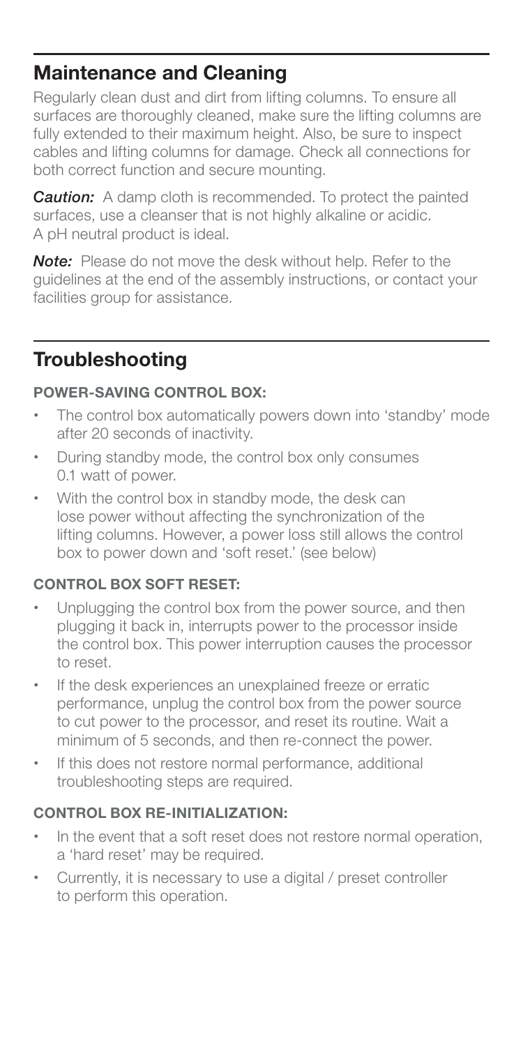## Maintenance and Cleaning

Regularly clean dust and dirt from lifting columns. To ensure all surfaces are thoroughly cleaned, make sure the lifting columns are fully extended to their maximum height. Also, be sure to inspect cables and lifting columns for damage. Check all connections for both correct function and secure mounting.

***Caution:*** A damp cloth is recommended. To protect the painted surfaces, use a cleanser that is not highly alkaline or acidic. A pH neutral product is ideal.

***Note:*** Please do not move the desk without help. Refer to the guidelines at the end of the assembly instructions, or contact your facilities group for assistance.

## Troubleshooting

### POWER-SAVING CONTROL BOX:

- The control box automatically powers down into 'standby' mode after 20 seconds of inactivity.
- During standby mode, the control box only consumes 0.1 watt of power.
- With the control box in standby mode, the desk can lose power without affecting the synchronization of the lifting columns. However, a power loss still allows the control box to power down and 'soft reset.' (see below)

### CONTROL BOX SOFT RESET:

- Unplugging the control box from the power source, and then plugging it back in, interrupts power to the processor inside the control box. This power interruption causes the processor to reset.
- If the desk experiences an unexplained freeze or erratic performance, unplug the control box from the power source to cut power to the processor, and reset its routine. Wait a minimum of 5 seconds, and then re-connect the power.
- If this does not restore normal performance, additional troubleshooting steps are required.

### CONTROL BOX RE-INITIALIZATION:

- In the event that a soft reset does not restore normal operation, a 'hard reset' may be required.
- Currently, it is necessary to use a digital / preset controller to perform this operation.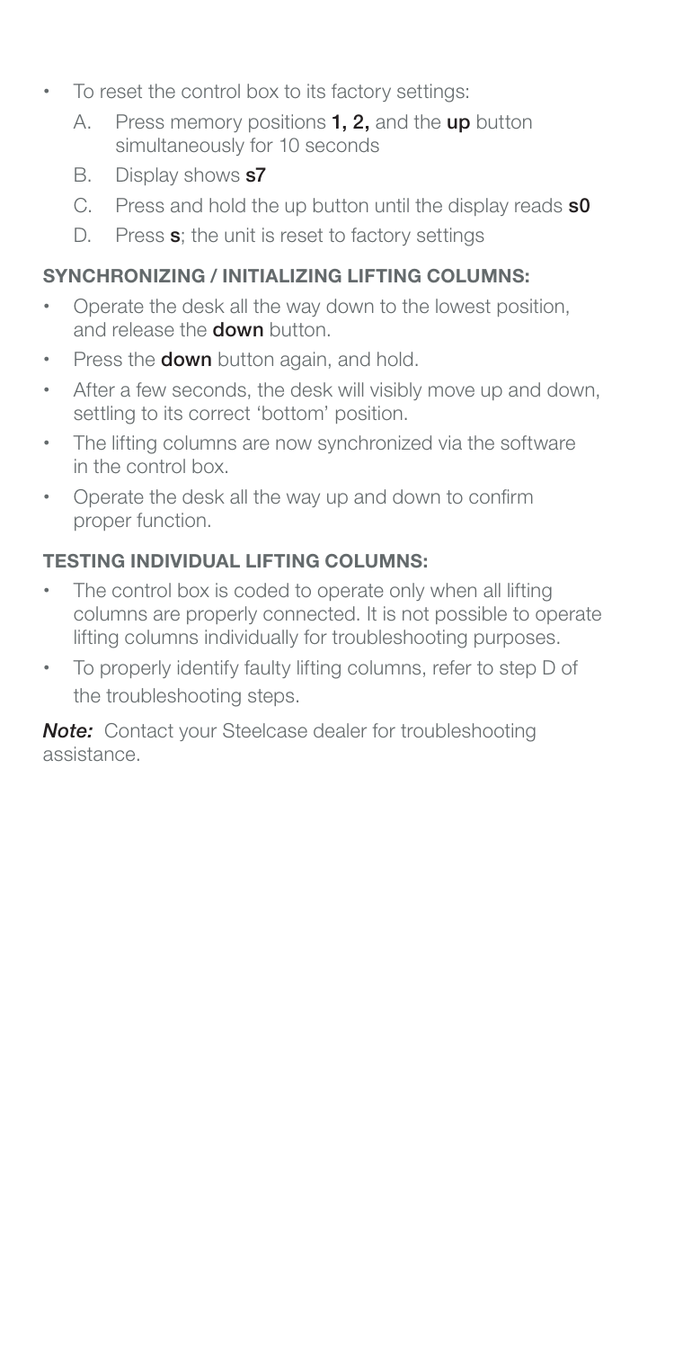- To reset the control box to its factory settings:
  A. Press memory positions **1, 2,** and the **up** button simultaneously for 10 seconds
  B. Display shows **s7**
  C. Press and hold the up button until the display reads **s0**
  D. Press **s**; the unit is reset to factory settings

### SYNCHRONIZING / INITIALIZING LIFTING COLUMNS:

- Operate the desk all the way down to the lowest position, and release the **down** button.
- Press the **down** button again, and hold.
- After a few seconds, the desk will visibly move up and down, settling to its correct 'bottom' position.
- The lifting columns are now synchronized via the software in the control box.
- Operate the desk all the way up and down to confirm proper function.

### TESTING INDIVIDUAL LIFTING COLUMNS:

- The control box is coded to operate only when all lifting columns are properly connected. It is not possible to operate lifting columns individually for troubleshooting purposes.
- To properly identify faulty lifting columns, refer to step D of the troubleshooting steps.

***Note:*** Contact your Steelcase dealer for troubleshooting assistance.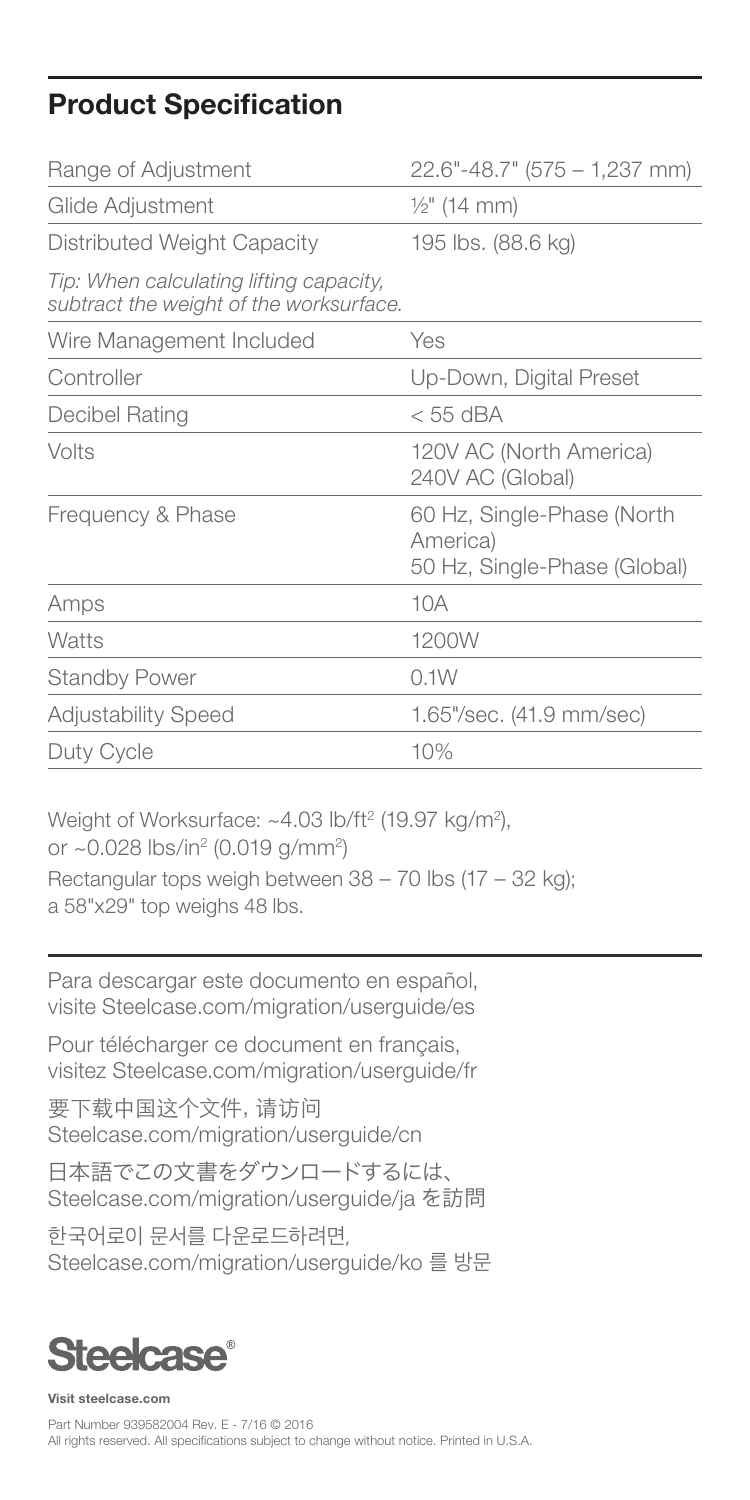## Product Specification

| | |
|---|---|
| Range of Adjustment | 22.6"-48.7" (575 – 1,237 mm) |
| Glide Adjustment | ½" (14 mm) |
| Distributed Weight Capacity | 195 lbs. (88.6 kg) |
| *Tip: When calculating lifting capacity, subtract the weight of the worksurface.* | |
| Wire Management Included | Yes |
| Controller | Up-Down, Digital Preset |
| Decibel Rating | < 55 dBA |
| Volts | 120V AC (North America)<br>240V AC (Global) |
| Frequency & Phase | 60 Hz, Single-Phase (North America)<br>50 Hz, Single-Phase (Global) |
| Amps | 10A |
| Watts | 1200W |
| Standby Power | 0.1W |
| Adjustability Speed | 1.65"/sec. (41.9 mm/sec) |
| Duty Cycle | 10% |

Weight of Worksurface: ~4.03 lb/ft$^2$ (19.97 kg/m$^2$), or ~0.028 lbs/in$^2$ (0.019 g/mm$^2$)

Rectangular tops weigh between 38 – 70 lbs (17 – 32 kg); a 58"x29" top weighs 48 lbs.

Para descargar este documento en español, visite Steelcase.com/migration/userguide/es

Pour télécharger ce document en français, visitez Steelcase.com/migration/userguide/fr

要下载中国这个文件, 请访问 Steelcase.com/migration/userguide/cn

日本語でこの文書をダウンロードするには、Steelcase.com/migration/userguide/ja を訪問

한국어로이 문서를 다운로드하려면, Steelcase.com/migration/userguide/ko 를 방문

Steelcase®

**Visit steelcase.com**

Part Number 939582004 Rev. E - 7/16 © 2016
All rights reserved. All specifications subject to change without notice. Printed in U.S.A.